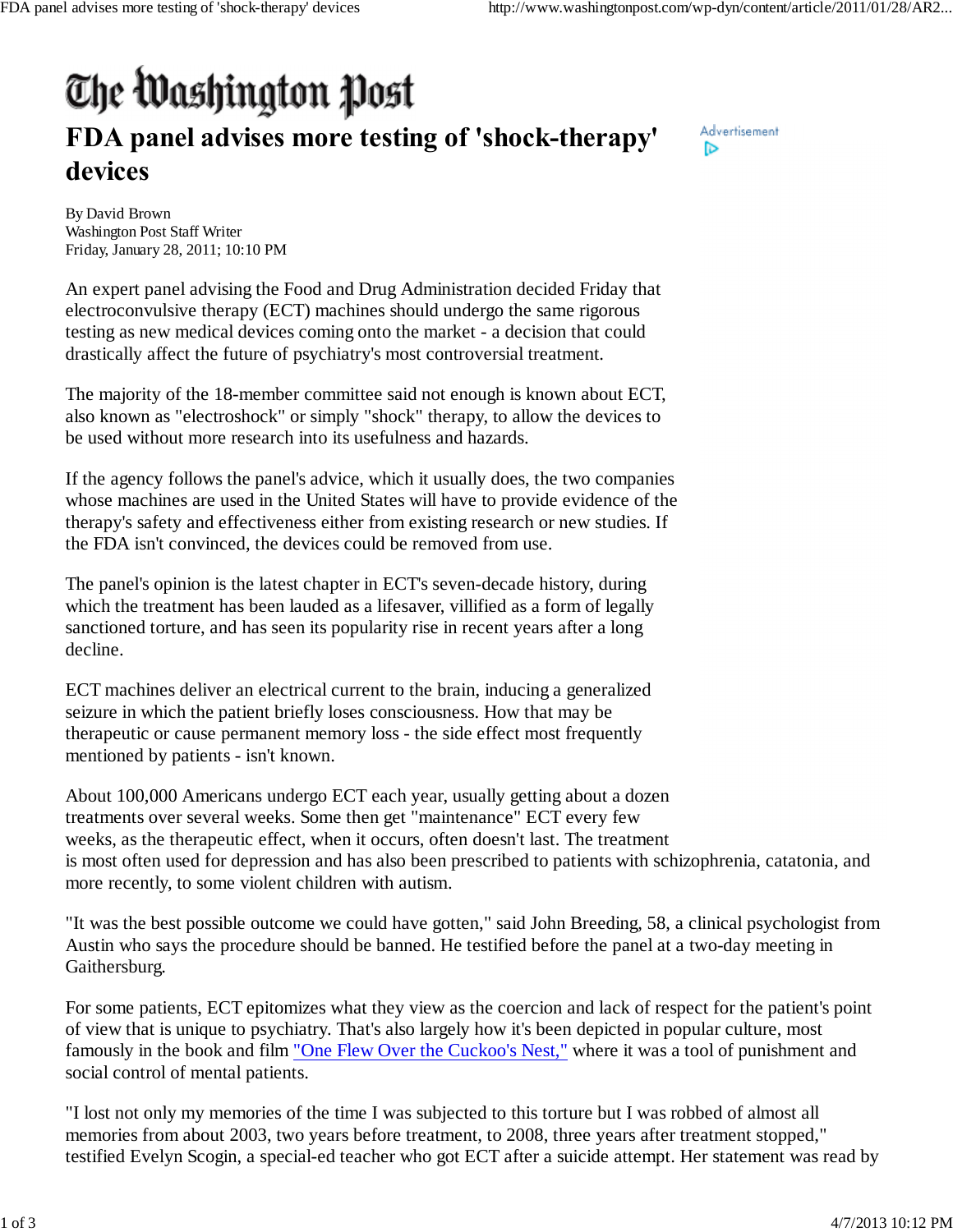# The Washington Post

## FDA panel advises more testing of 'shock-therapy' devices

By David Brown
Washington Post Staff Writer
Friday, January 28, 2011; 10:10 PM

An expert panel advising the Food and Drug Administration decided Friday that electroconvulsive therapy (ECT) machines should undergo the same rigorous testing as new medical devices coming onto the market - a decision that could drastically affect the future of psychiatry's most controversial treatment.

The majority of the 18-member committee said not enough is known about ECT, also known as "electroshock" or simply "shock" therapy, to allow the devices to be used without more research into its usefulness and hazards.

If the agency follows the panel's advice, which it usually does, the two companies whose machines are used in the United States will have to provide evidence of the therapy's safety and effectiveness either from existing research or new studies. If the FDA isn't convinced, the devices could be removed from use.

The panel's opinion is the latest chapter in ECT's seven-decade history, during which the treatment has been lauded as a lifesaver, villified as a form of legally sanctioned torture, and has seen its popularity rise in recent years after a long decline.

ECT machines deliver an electrical current to the brain, inducing a generalized seizure in which the patient briefly loses consciousness. How that may be therapeutic or cause permanent memory loss - the side effect most frequently mentioned by patients - isn't known.

About 100,000 Americans undergo ECT each year, usually getting about a dozen treatments over several weeks. Some then get "maintenance" ECT every few weeks, as the therapeutic effect, when it occurs, often doesn't last. The treatment is most often used for depression and has also been prescribed to patients with schizophrenia, catatonia, and more recently, to some violent children with autism.

"It was the best possible outcome we could have gotten," said John Breeding, 58, a clinical psychologist from Austin who says the procedure should be banned. He testified before the panel at a two-day meeting in Gaithersburg.

For some patients, ECT epitomizes what they view as the coercion and lack of respect for the patient's point of view that is unique to psychiatry. That's also largely how it's been depicted in popular culture, most famously in the book and film "One Flew Over the Cuckoo's Nest," where it was a tool of punishment and social control of mental patients.

"I lost not only my memories of the time I was subjected to this torture but I was robbed of almost all memories from about 2003, two years before treatment, to 2008, three years after treatment stopped," testified Evelyn Scogin, a special-ed teacher who got ECT after a suicide attempt. Her statement was read by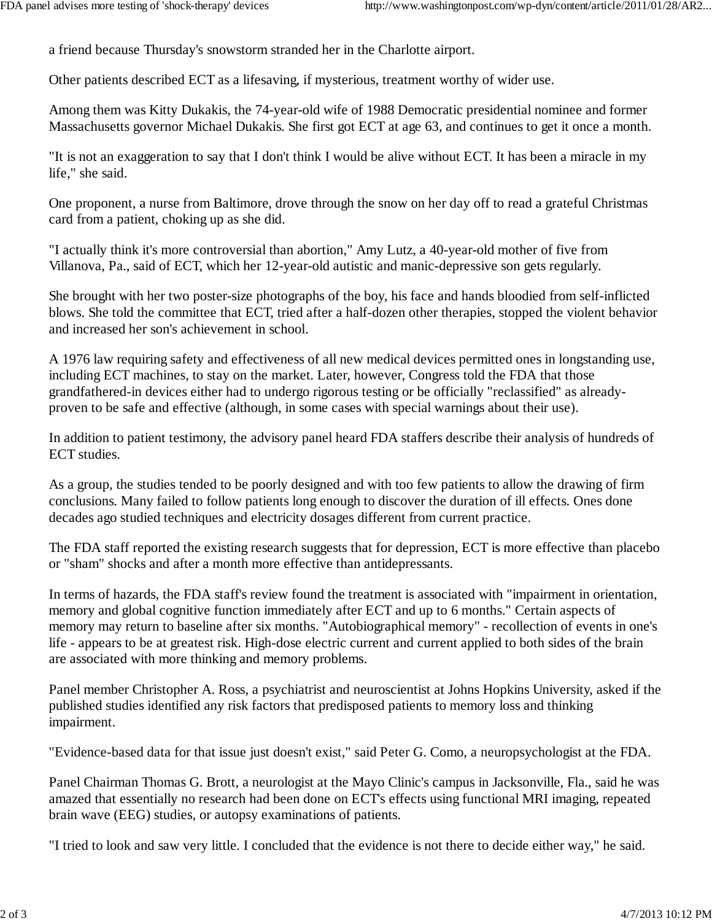a friend because Thursday's snowstorm stranded her in the Charlotte airport.

Other patients described ECT as a lifesaving, if mysterious, treatment worthy of wider use.

Among them was Kitty Dukakis, the 74-year-old wife of 1988 Democratic presidential nominee and former Massachusetts governor Michael Dukakis. She first got ECT at age 63, and continues to get it once a month.

"It is not an exaggeration to say that I don't think I would be alive without ECT. It has been a miracle in my life," she said.

One proponent, a nurse from Baltimore, drove through the snow on her day off to read a grateful Christmas card from a patient, choking up as she did.

"I actually think it's more controversial than abortion," Amy Lutz, a 40-year-old mother of five from Villanova, Pa., said of ECT, which her 12-year-old autistic and manic-depressive son gets regularly.

She brought with her two poster-size photographs of the boy, his face and hands bloodied from self-inflicted blows. She told the committee that ECT, tried after a half-dozen other therapies, stopped the violent behavior and increased her son's achievement in school.

A 1976 law requiring safety and effectiveness of all new medical devices permitted ones in longstanding use, including ECT machines, to stay on the market. Later, however, Congress told the FDA that those grandfathered-in devices either had to undergo rigorous testing or be officially "reclassified" as already-proven to be safe and effective (although, in some cases with special warnings about their use).

In addition to patient testimony, the advisory panel heard FDA staffers describe their analysis of hundreds of ECT studies.

As a group, the studies tended to be poorly designed and with too few patients to allow the drawing of firm conclusions. Many failed to follow patients long enough to discover the duration of ill effects. Ones done decades ago studied techniques and electricity dosages different from current practice.

The FDA staff reported the existing research suggests that for depression, ECT is more effective than placebo or "sham" shocks and after a month more effective than antidepressants.

In terms of hazards, the FDA staff's review found the treatment is associated with "impairment in orientation, memory and global cognitive function immediately after ECT and up to 6 months." Certain aspects of memory may return to baseline after six months. "Autobiographical memory" - recollection of events in one's life - appears to be at greatest risk. High-dose electric current and current applied to both sides of the brain are associated with more thinking and memory problems.

Panel member Christopher A. Ross, a psychiatrist and neuroscientist at Johns Hopkins University, asked if the published studies identified any risk factors that predisposed patients to memory loss and thinking impairment.

"Evidence-based data for that issue just doesn't exist," said Peter G. Como, a neuropsychologist at the FDA.

Panel Chairman Thomas G. Brott, a neurologist at the Mayo Clinic's campus in Jacksonville, Fla., said he was amazed that essentially no research had been done on ECT's effects using functional MRI imaging, repeated brain wave (EEG) studies, or autopsy examinations of patients.

"I tried to look and saw very little. I concluded that the evidence is not there to decide either way," he said.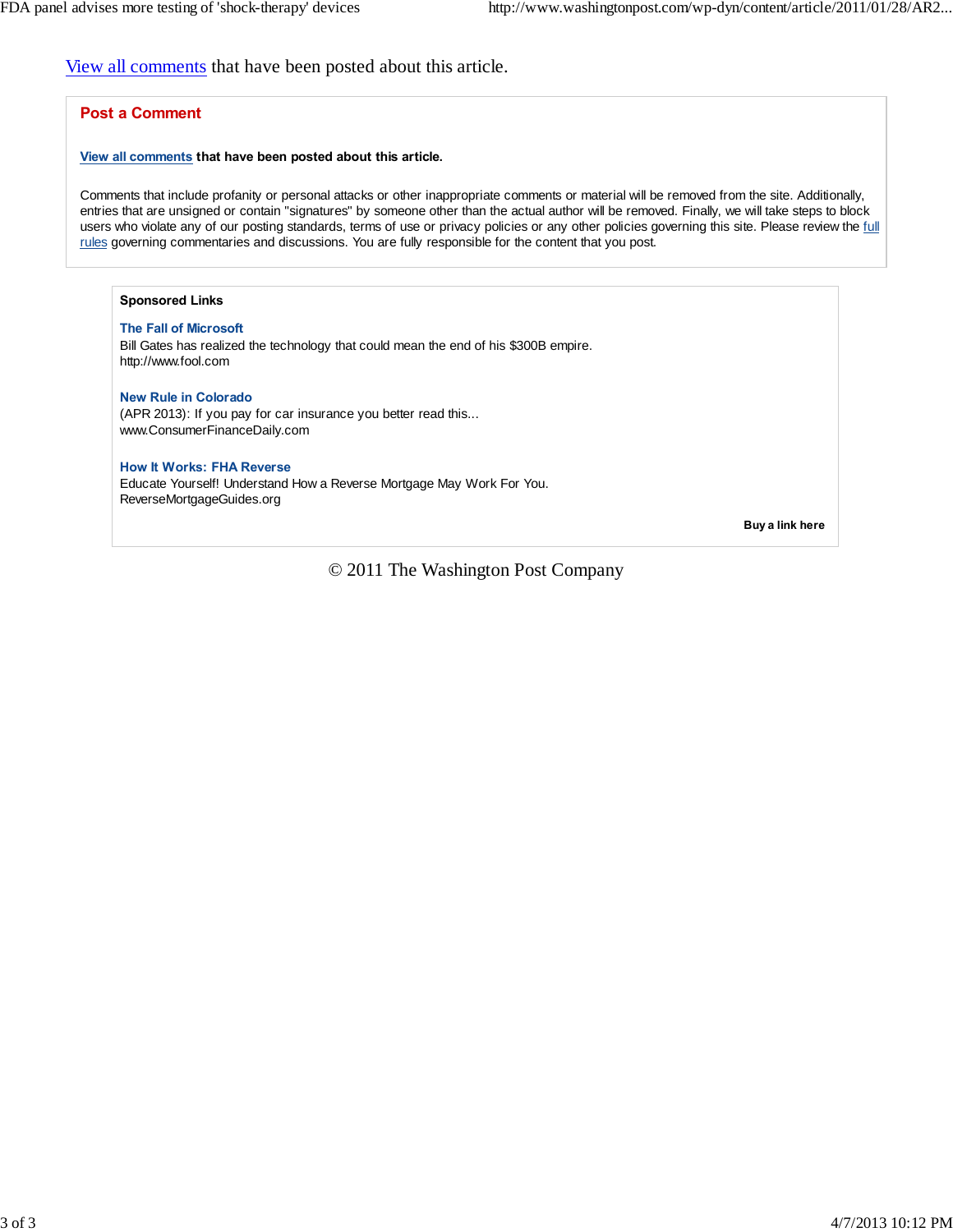View all comments that have been posted about this article.

## Post a Comment

**View all comments that have been posted about this article.**

Comments that include profanity or personal attacks or other inappropriate comments or material will be removed from the site. Additionally, entries that are unsigned or contain "signatures" by someone other than the actual author will be removed. Finally, we will take steps to block users who violate any of our posting standards, terms of use or privacy policies or any other policies governing this site. Please review the full rules governing commentaries and discussions. You are fully responsible for the content that you post.

**Sponsored Links**

**The Fall of Microsoft**
Bill Gates has realized the technology that could mean the end of his $300B empire.
http://www.fool.com

**New Rule in Colorado**
(APR 2013): If you pay for car insurance you better read this...
www.ConsumerFinanceDaily.com

**How It Works: FHA Reverse**
Educate Yourself! Understand How a Reverse Mortgage May Work For You.
ReverseMortgageGuides.org

**Buy a link here**

© 2011 The Washington Post Company